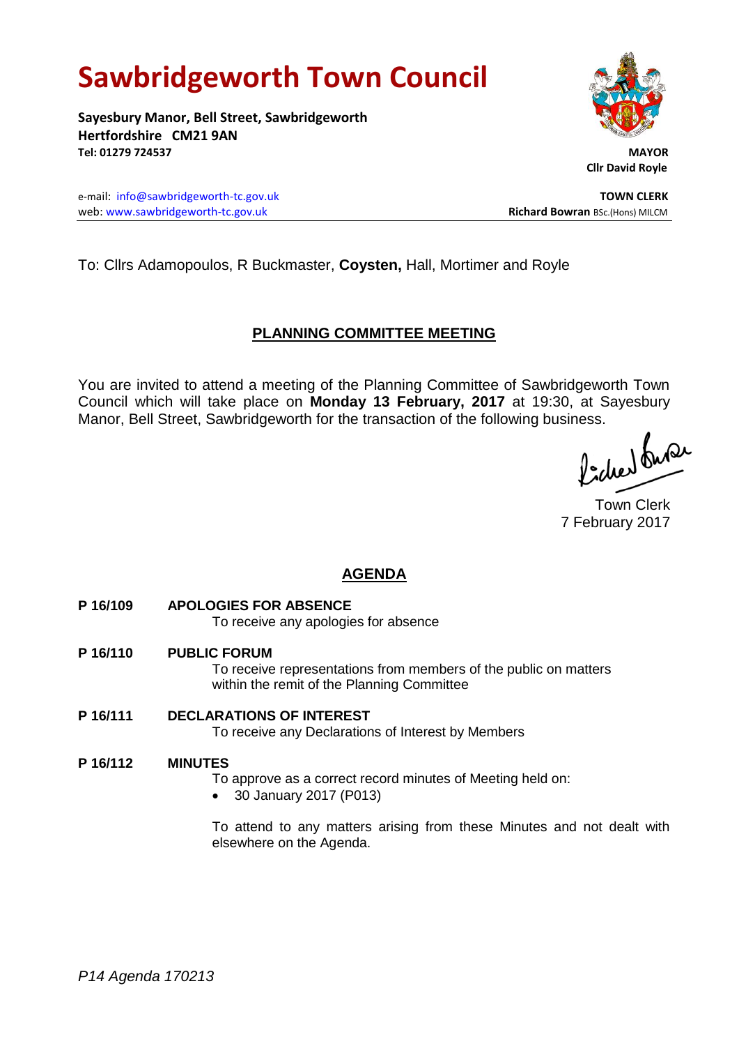# Sawbridgeworth Town Council

**Sayesbury Manor, Bell Street, Sawbridgeworth**
**Hertfordshire CM21 9AN**
**Tel: 01279 724537**

**MAYOR**
**Cllr David Royle**

e-mail: info@sawbridgeworth-tc.gov.uk
web: www.sawbridgeworth-tc.gov.uk

**TOWN CLERK**
**Richard Bowran** BSc.(Hons) MILCM

To: Cllrs Adamopoulos, R Buckmaster, **Coysten,** Hall, Mortimer and Royle

## PLANNING COMMITTEE MEETING

You are invited to attend a meeting of the Planning Committee of Sawbridgeworth Town Council which will take place on **Monday 13 February, 2017** at 19:30, at Sayesbury Manor, Bell Street, Sawbridgeworth for the transaction of the following business.

Town Clerk
7 February 2017

## AGENDA

**P 16/109 APOLOGIES FOR ABSENCE**
To receive any apologies for absence

**P 16/110 PUBLIC FORUM**
To receive representations from members of the public on matters within the remit of the Planning Committee

**P 16/111 DECLARATIONS OF INTEREST**
To receive any Declarations of Interest by Members

**P 16/112 MINUTES**
To approve as a correct record minutes of Meeting held on:

- 30 January 2017 (P013)

To attend to any matters arising from these Minutes and not dealt with elsewhere on the Agenda.

*P14 Agenda 170213*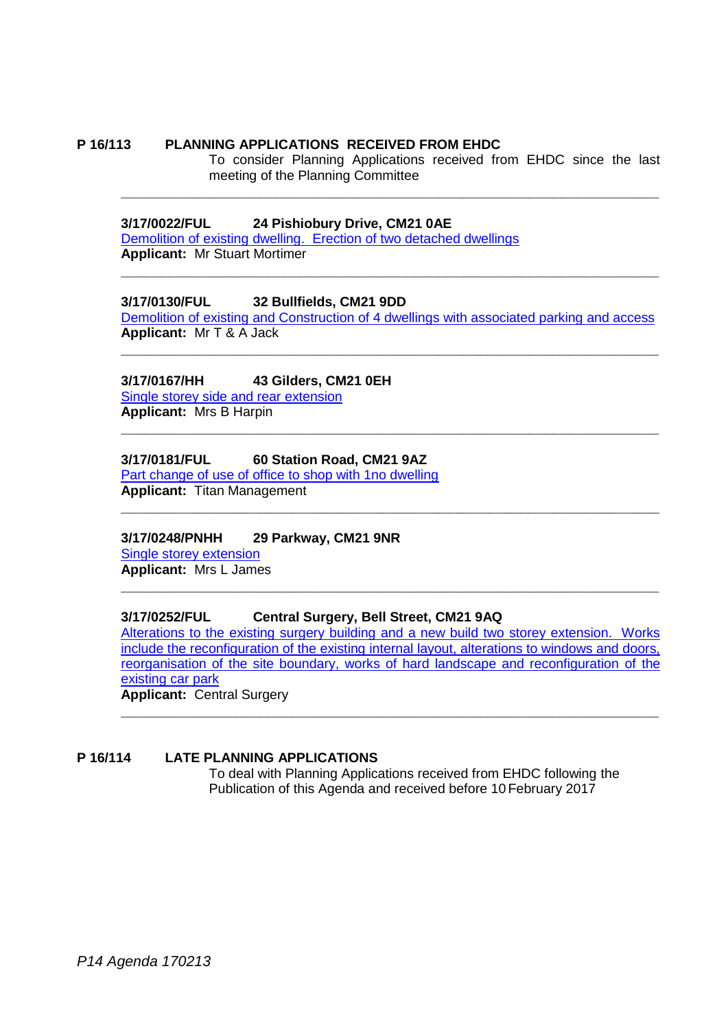**P 16/113 PLANNING APPLICATIONS RECEIVED FROM EHDC**

To consider Planning Applications received from EHDC since the last meeting of the Planning Committee

---

**3/17/0022/FUL 24 Pishiobury Drive, CM21 0AE**

Demolition of existing dwelling. Erection of two detached dwellings

**Applicant:** Mr Stuart Mortimer

---

**3/17/0130/FUL 32 Bullfields, CM21 9DD**

Demolition of existing and Construction of 4 dwellings with associated parking and access

**Applicant:** Mr T & A Jack

---

**3/17/0167/HH 43 Gilders, CM21 0EH**

Single storey side and rear extension

**Applicant:** Mrs B Harpin

---

**3/17/0181/FUL 60 Station Road, CM21 9AZ**

Part change of use of office to shop with 1no dwelling

**Applicant:** Titan Management

---

**3/17/0248/PNHH 29 Parkway, CM21 9NR**

Single storey extension

**Applicant:** Mrs L James

---

**3/17/0252/FUL Central Surgery, Bell Street, CM21 9AQ**

Alterations to the existing surgery building and a new build two storey extension. Works include the reconfiguration of the existing internal layout, alterations to windows and doors, reorganisation of the site boundary, works of hard landscape and reconfiguration of the existing car park

**Applicant:** Central Surgery

---

**P 16/114 LATE PLANNING APPLICATIONS**

To deal with Planning Applications received from EHDC following the Publication of this Agenda and received before 10 February 2017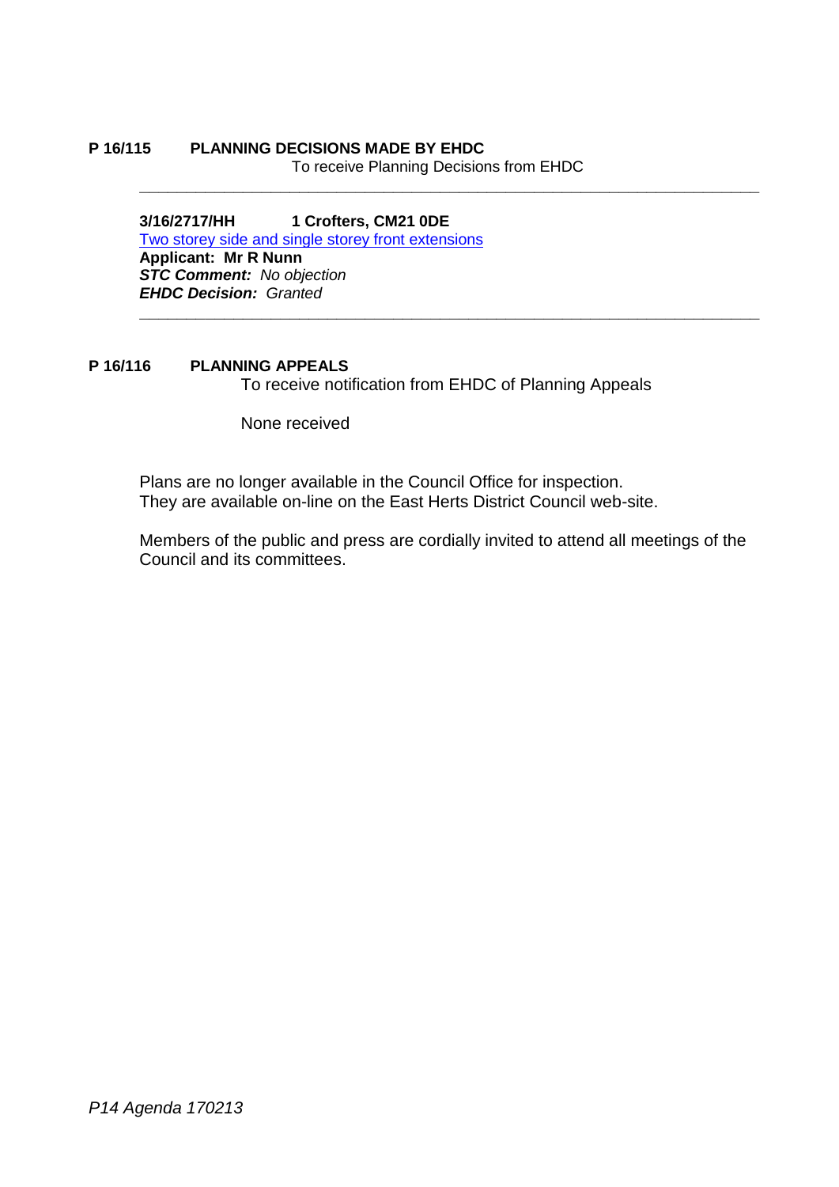**P 16/115 PLANNING DECISIONS MADE BY EHDC**

To receive Planning Decisions from EHDC

---

**3/16/2717/HH 1 Crofters, CM21 0DE**
Two storey side and single storey front extensions
**Applicant: Mr R Nunn**
***STC Comment:*** *No objection*
***EHDC Decision:*** *Granted*

---

**P 16/116 PLANNING APPEALS**

To receive notification from EHDC of Planning Appeals

None received

Plans are no longer available in the Council Office for inspection.
They are available on-line on the East Herts District Council web-site.

Members of the public and press are cordially invited to attend all meetings of the Council and its committees.